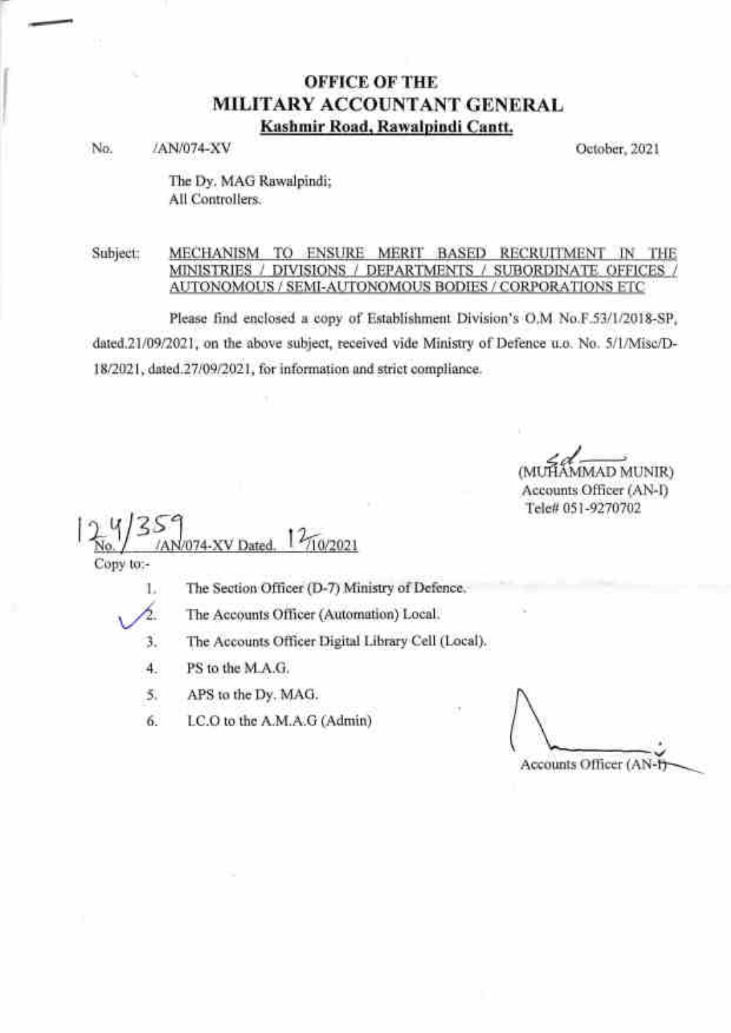# OFFICE OF THE
# MILITARY ACCOUNTANT GENERAL
**Kashmir Road, Rawalpindi Cantt.**

No. /AN/074-XV October, 2021

The Dy. MAG Rawalpindi;
All Controllers.

Subject: **MECHANISM TO ENSURE MERIT BASED RECRUITMENT IN THE MINISTRIES / DIVISIONS / DEPARTMENTS / SUBORDINATE OFFICES / AUTONOMOUS / SEMI-AUTONOMOUS BODIES / CORPORATIONS ETC**

Please find enclosed a copy of Establishment Division's O.M No.F.53/1/2018-SP, dated.21/09/2021, on the above subject, received vide Ministry of Defence u.o. No. 5/1/Misc/D-18/2021, dated.27/09/2021, for information and strict compliance.

Sd
(MUHAMMAD MUNIR)
Accounts Officer (AN-I)
Tele# 051-9270702

No. 124/359/AN/074-XV Dated. 12/10/2021

Copy to:-

1. The Section Officer (D-7) Ministry of Defence.
2. The Accounts Officer (Automation) Local.
3. The Accounts Officer Digital Library Cell (Local).
4. PS to the M.A.G.
5. APS to the Dy. MAG.
6. LC.O to the A.M.A.G (Admin)

Accounts Officer (AN-I)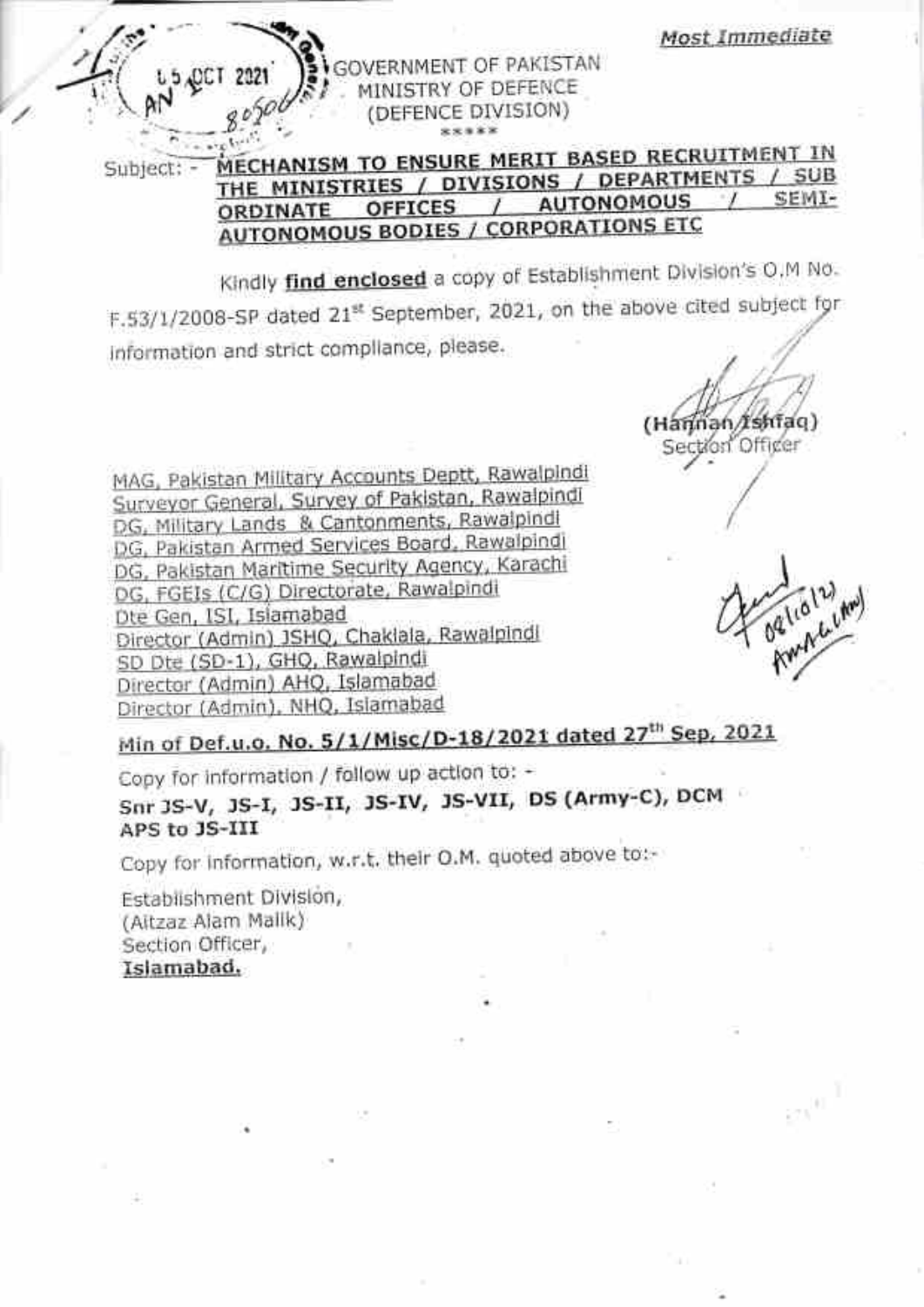**Most Immediate**

GOVERNMENT OF PAKISTAN
MINISTRY OF DEFENCE
(DEFENCE DIVISION)

\*\*\*\*\*

Subject: - **MECHANISM TO ENSURE MERIT BASED RECRUITMENT IN THE MINISTRIES / DIVISIONS / DEPARTMENTS / SUB ORDINATE OFFICES / AUTONOMOUS / SEMI-AUTONOMOUS BODIES / CORPORATIONS ETC**

Kindly **find enclosed** a copy of Establishment Division's O.M No. F.53/1/2008-SP dated 21st September, 2021, on the above cited subject for information and strict compliance, please.

(Hannan Ishfaq)
Section Officer

MAG, Pakistan Military Accounts Deptt, Rawalpindi
Surveyor General, Survey of Pakistan, Rawalpindi
DG, Military Lands & Cantonments, Rawalpindi
DG, Pakistan Armed Services Board, Rawalpindi
DG, Pakistan Maritime Security Agency, Karachi
DG, FGEIs (C/G) Directorate, Rawalpindi
Dte Gen, ISI, Islamabad
Director (Admin) JSHQ, Chaklala, Rawalpindi
SD Dte (SD-1), GHQ, Rawalpindi
Director (Admin) AHQ, Islamabad
Director (Admin), NHQ, Islamabad

**Min of Def.u.o. No. 5/1/Misc/D-18/2021 dated 27th Sep, 2021**

Copy for information / follow up action to: -

**Snr JS-V, JS-I, JS-II, JS-IV, JS-VII, DS (Army-C), DCM**
**APS to JS-III**

Copy for information, w.r.t. their O.M. quoted above to:-

Establishment Division,
(Aitzaz Alam Malik)
Section Officer,
**Islamabad.**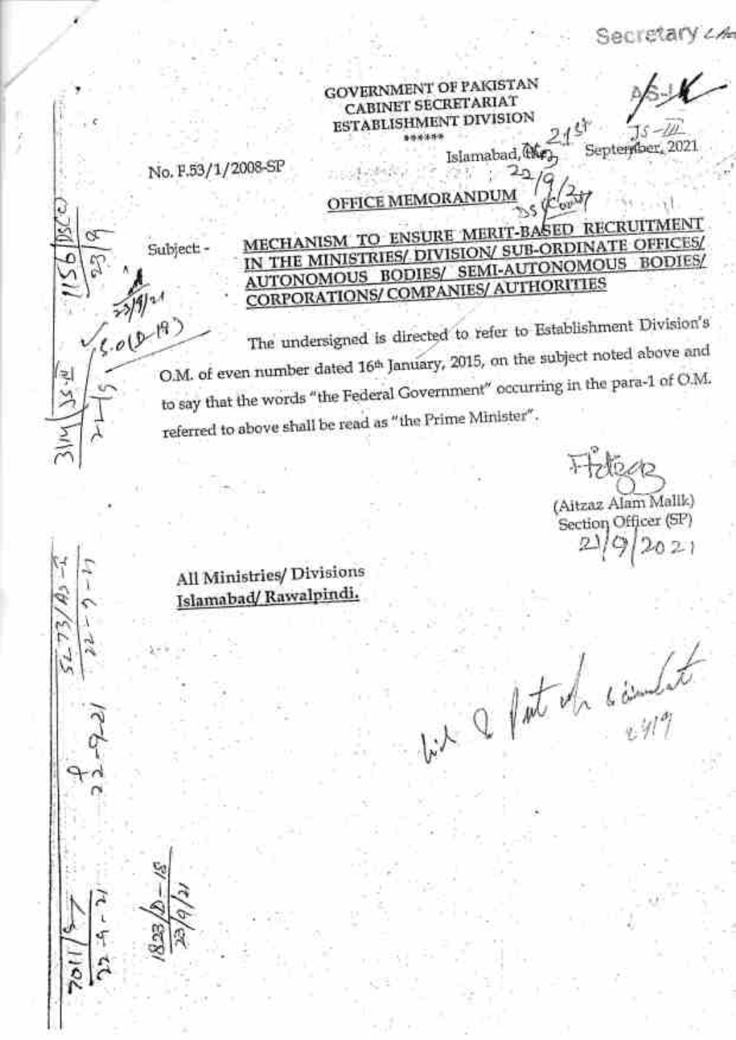GOVERNMENT OF PAKISTAN
CABINET SECRETARIAT
ESTABLISHMENT DIVISION

\*\*\*\*\*\*

No. F.53/1/2008-SP

Islamabad, the 21st September, 2021

## OFFICE MEMORANDUM

Subject: - **MECHANISM TO ENSURE MERIT-BASED RECRUITMENT IN THE MINISTRIES/ DIVISION/ SUB-ORDINATE OFFICES/ AUTONOMOUS BODIES/ SEMI-AUTONOMOUS BODIES/ CORPORATIONS/ COMPANIES/ AUTHORITIES**

The undersigned is directed to refer to Establishment Division's O.M. of even number dated 16th January, 2015, on the subject noted above and to say that the words "the Federal Government" occurring in the para-1 of O.M. referred to above shall be read as "the Prime Minister".

(Aitzaz Alam Malik)
Section Officer (SP)
21/9/2021

All Ministries/ Divisions
Islamabad/ Rawalpindi.